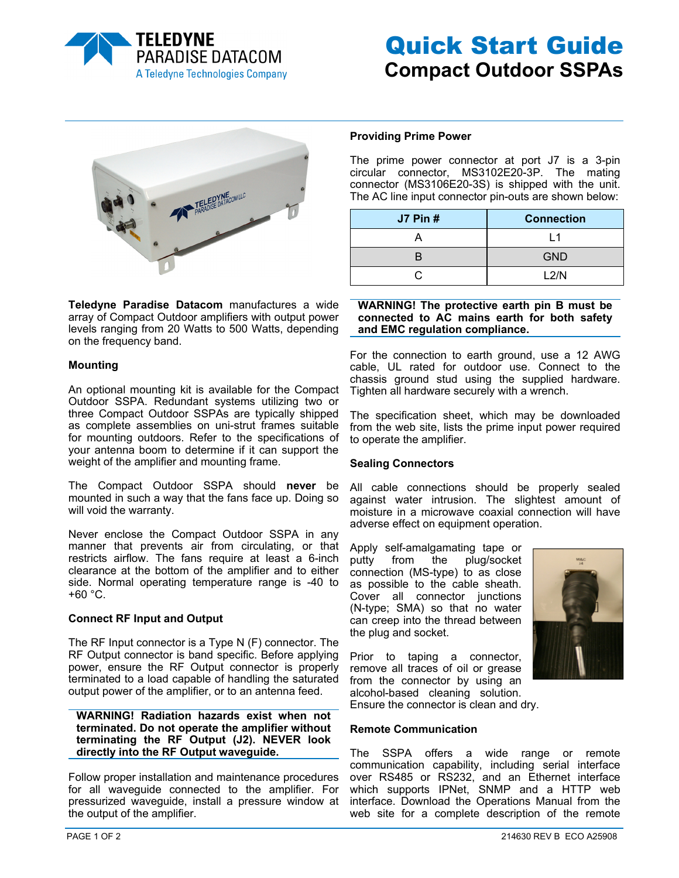# Quick Start Guide
## Compact Outdoor SSPAs

**Teledyne Paradise Datacom** manufactures a wide array of Compact Outdoor amplifiers with output power levels ranging from 20 Watts to 500 Watts, depending on the frequency band.

### Mounting

An optional mounting kit is available for the Compact Outdoor SSPA. Redundant systems utilizing two or three Compact Outdoor SSPAs are typically shipped as complete assemblies on uni-strut frames suitable for mounting outdoors. Refer to the specifications of your antenna boom to determine if it can support the weight of the amplifier and mounting frame.

The Compact Outdoor SSPA should **never** be mounted in such a way that the fans face up. Doing so will void the warranty.

Never enclose the Compact Outdoor SSPA in any manner that prevents air from circulating, or that restricts airflow. The fans require at least a 6-inch clearance at the bottom of the amplifier and to either side. Normal operating temperature range is -40 to +60 °C.

### Connect RF Input and Output

The RF Input connector is a Type N (F) connector. The RF Output connector is band specific. Before applying power, ensure the RF Output connector is properly terminated to a load capable of handling the saturated output power of the amplifier, or to an antenna feed.

**WARNING! Radiation hazards exist when not terminated. Do not operate the amplifier without terminating the RF Output (J2). NEVER look directly into the RF Output waveguide.**

Follow proper installation and maintenance procedures for all waveguide connected to the amplifier. For pressurized waveguide, install a pressure window at the output of the amplifier.

### Providing Prime Power

The prime power connector at port J7 is a 3-pin circular connector, MS3102E20-3P. The mating connector (MS3106E20-3S) is shipped with the unit. The AC line input connector pin-outs are shown below:

| J7 Pin # | Connection |
|---|---|
| A | L1 |
| B | GND |
| C | L2/N |

**WARNING! The protective earth pin B must be connected to AC mains earth for both safety and EMC regulation compliance.**

For the connection to earth ground, use a 12 AWG cable, UL rated for outdoor use. Connect to the chassis ground stud using the supplied hardware. Tighten all hardware securely with a wrench.

The specification sheet, which may be downloaded from the web site, lists the prime input power required to operate the amplifier.

### Sealing Connectors

All cable connections should be properly sealed against water intrusion. The slightest amount of moisture in a microwave coaxial connection will have adverse effect on equipment operation.

Apply self-amalgamating tape or putty from the plug/socket connection (MS-type) to as close as possible to the cable sheath. Cover all connector junctions (N-type; SMA) so that no water can creep into the thread between the plug and socket.

Prior to taping a connector, remove all traces of oil or grease from the connector by using an alcohol-based cleaning solution. Ensure the connector is clean and dry.

### Remote Communication

The SSPA offers a wide range or remote communication capability, including serial interface over RS485 or RS232, and an Ethernet interface which supports IPNet, SNMP and a HTTP web interface. Download the Operations Manual from the web site for a complete description of the remote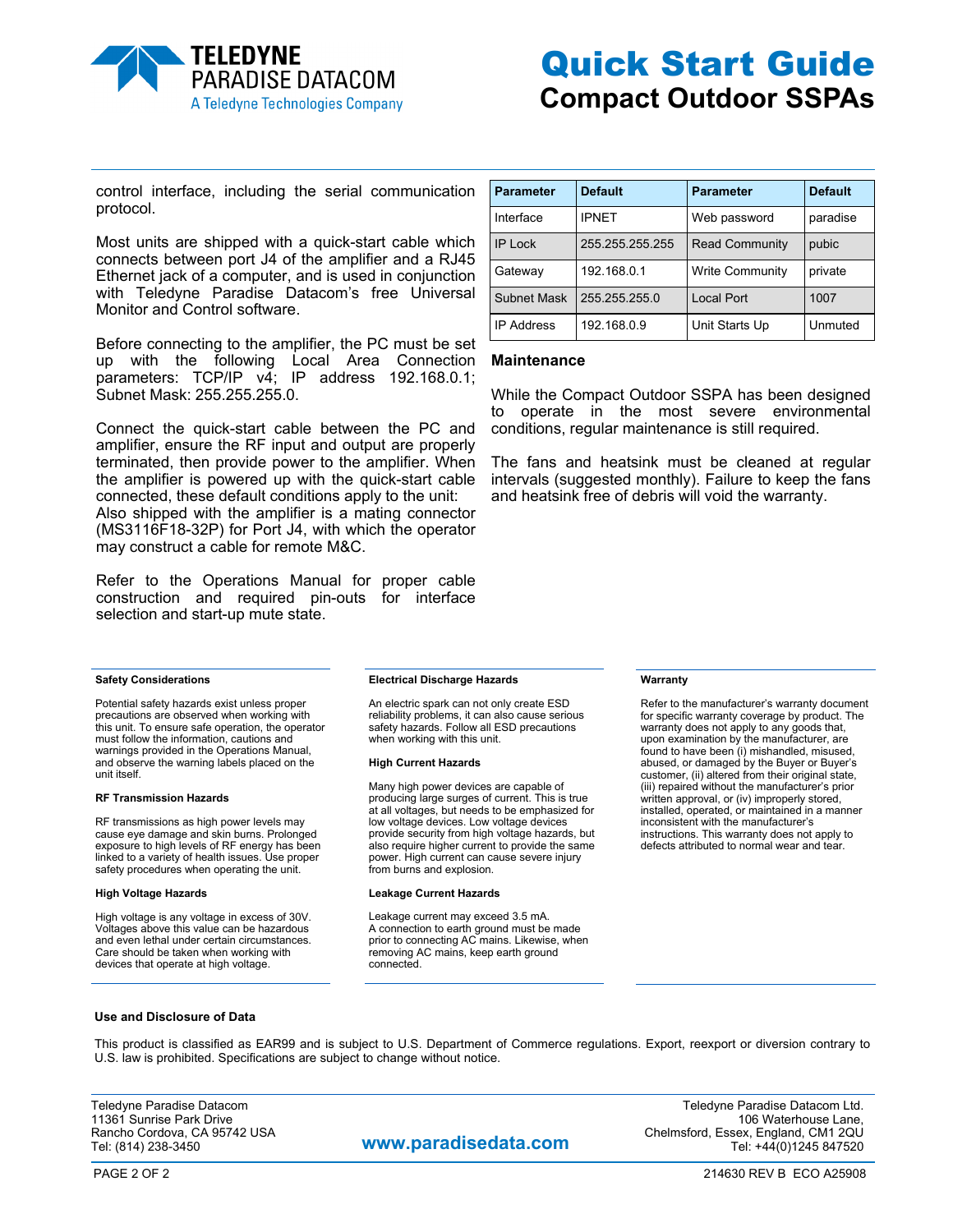control interface, including the serial communication protocol.

Most units are shipped with a quick-start cable which connects between port J4 of the amplifier and a RJ45 Ethernet jack of a computer, and is used in conjunction with Teledyne Paradise Datacom's free Universal Monitor and Control software.

Before connecting to the amplifier, the PC must be set up with the following Local Area Connection parameters: TCP/IP v4; IP address 192.168.0.1; Subnet Mask: 255.255.255.0.

Connect the quick-start cable between the PC and amplifier, ensure the RF input and output are properly terminated, then provide power to the amplifier. When the amplifier is powered up with the quick-start cable connected, these default conditions apply to the unit:

| Parameter | Default | Parameter | Default |
|---|---|---|---|
| Interface | IPNET | Web password | paradise |
| IP Lock | 255.255.255.255 | Read Community | pubic |
| Gateway | 192.168.0.1 | Write Community | private |
| Subnet Mask | 255.255.255.0 | Local Port | 1007 |
| IP Address | 192.168.0.9 | Unit Starts Up | Unmuted |

Also shipped with the amplifier is a mating connector (MS3116F18-32P) for Port J4, with which the operator may construct a cable for remote M&C.

Refer to the Operations Manual for proper cable construction and required pin-outs for interface selection and start-up mute state.

### Maintenance

While the Compact Outdoor SSPA has been designed to operate in the most severe environmental conditions, regular maintenance is still required.

The fans and heatsink must be cleaned at regular intervals (suggested monthly). Failure to keep the fans and heatsink free of debris will void the warranty.

#### Safety Considerations

Potential safety hazards exist unless proper precautions are observed when working with this unit. To ensure safe operation, the operator must follow the information, cautions and warnings provided in the Operations Manual, and observe the warning labels placed on the unit itself.

#### RF Transmission Hazards

RF transmissions as high power levels may cause eye damage and skin burns. Prolonged exposure to high levels of RF energy has been linked to a variety of health issues. Use proper safety procedures when operating the unit.

#### High Voltage Hazards

High voltage is any voltage in excess of 30V. Voltages above this value can be hazardous and even lethal under certain circumstances. Care should be taken when working with devices that operate at high voltage.

#### Electrical Discharge Hazards

An electric spark can not only create ESD reliability problems, it can also cause serious safety hazards. Follow all ESD precautions when working with this unit.

#### High Current Hazards

Many high power devices are capable of producing large surges of current. This is true at all voltages, but needs to be emphasized for low voltage devices. Low voltage devices provide security from high voltage hazards, but also require higher current to provide the same power. High current can cause severe injury from burns and explosion.

#### Leakage Current Hazards

Leakage current may exceed 3.5 mA. A connection to earth ground must be made prior to connecting AC mains. Likewise, when removing AC mains, keep earth ground connected.

#### Warranty

Refer to the manufacturer's warranty document for specific warranty coverage by product. The warranty does not apply to any goods that, upon examination by the manufacturer, are found to have been (i) mishandled, misused, abused, or damaged by the Buyer or Buyer's customer, (ii) altered from their original state, (iii) repaired without the manufacturer's prior written approval, or (iv) improperly stored, installed, operated, or maintained in a manner inconsistent with the manufacturer's instructions. This warranty does not apply to defects attributed to normal wear and tear.

#### Use and Disclosure of Data

This product is classified as EAR99 and is subject to U.S. Department of Commerce regulations. Export, reexport or diversion contrary to U.S. law is prohibited. Specifications are subject to change without notice.

Teledyne Paradise Datacom
11361 Sunrise Park Drive
Rancho Cordova, CA 95742 USA
Tel: (814) 238-3450

www.paradisedata.com

Teledyne Paradise Datacom Ltd.
106 Waterhouse Lane,
Chelmsford, Essex, England, CM1 2QU
Tel: +44(0)1245 847520

214630 REV B ECO A25908